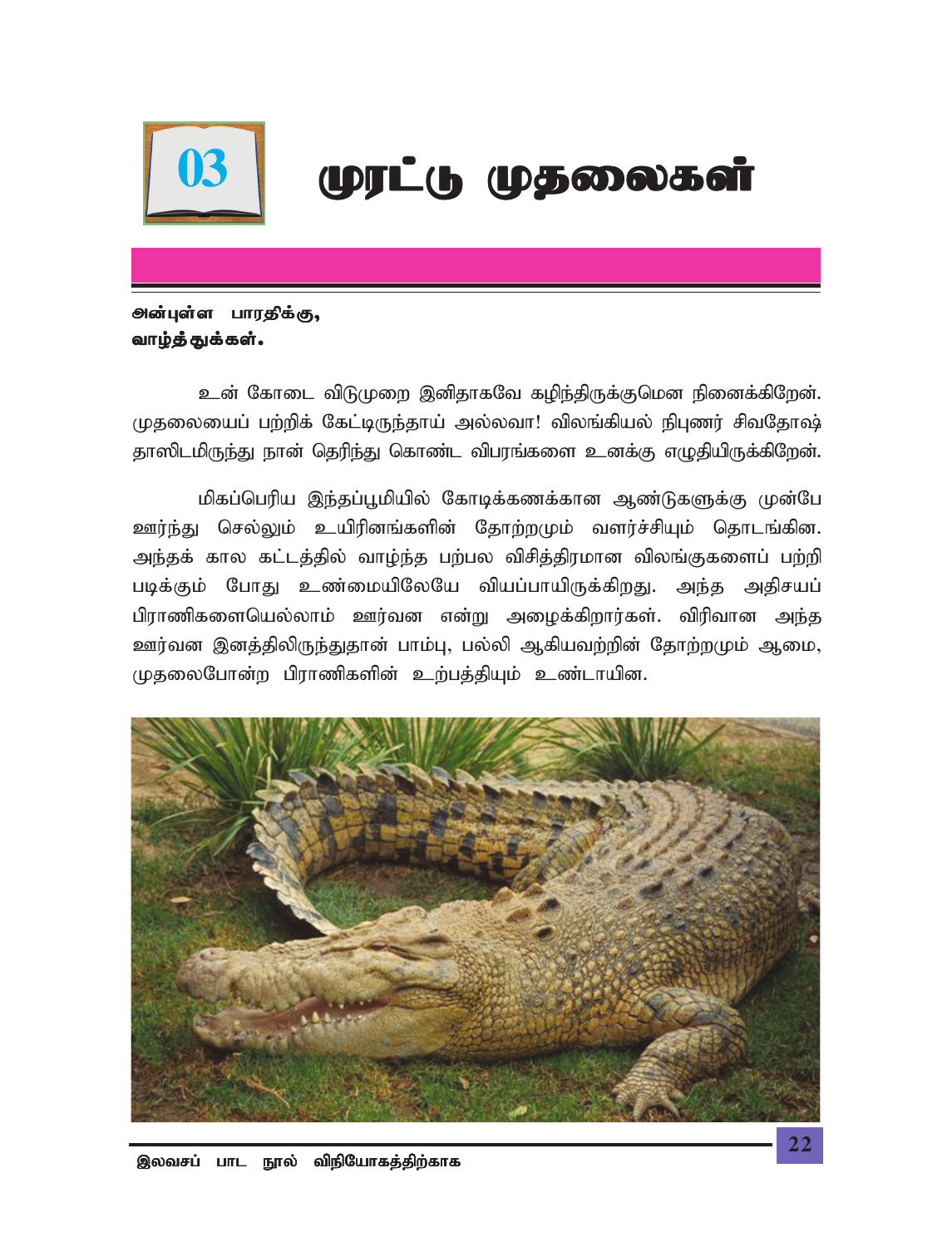# 03 முரட்டு முதலைகள்

**அன்புள்ள பாரதிக்கு,**
**வாழ்த்துக்கள்.**

உன் கோடை விடுமுறை இனிதாகவே கழிந்திருக்குமென நினைக்கிறேன். முதலையைப் பற்றிக் கேட்டிருந்தாய் அல்லவா! விலங்கியல் நிபுணர் சிவதோஷ் தாஸிடமிருந்து நான் தெரிந்து கொண்ட விபரங்களை உனக்கு எழுதியிருக்கிறேன்.

மிகப்பெரிய இந்தப்பூமியில் கோடிக்கணக்கான ஆண்டுகளுக்கு முன்பே ஊர்ந்து செல்லும் உயிரினங்களின் தோற்றமும் வளர்ச்சியும் தொடங்கின. அந்தக் கால கட்டத்தில் வாழ்ந்த பற்பல விசித்திரமான விலங்குகளைப் பற்றி படிக்கும் போது உண்மையிலேயே வியப்பாயிருக்கிறது. அந்த அதிசயப் பிராணிகளையெல்லாம் ஊர்வன என்று அழைக்கிறார்கள். விரிவான அந்த ஊர்வன இனத்திலிருந்துதான் பாம்பு, பல்லி ஆகியவற்றின் தோற்றமும் ஆமை, முதலைபோன்ற பிராணிகளின் உற்பத்தியும் உண்டாயின.

இலவசப் பாட நூல் விநியோகத்திற்காக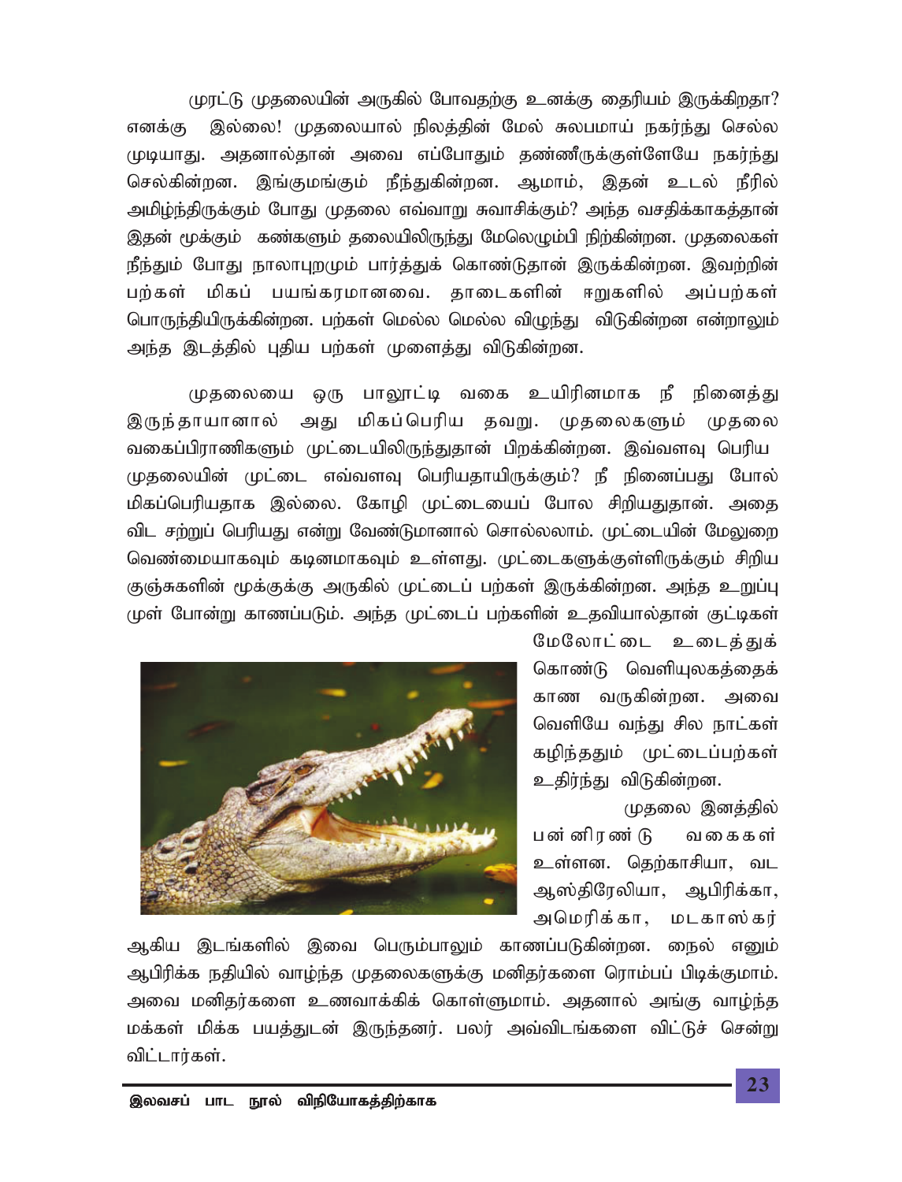முரட்டு முதலையின் அருகில் போவதற்கு உனக்கு தைரியம் இருக்கிறதா? எனக்கு இல்லை! முதலையால் நிலத்தின் மேல் சுலபமாய் நகர்ந்து செல்ல முடியாது. அதனால்தான் அவை எப்போதும் தண்ணீருக்குள்ளேயே நகர்ந்து செல்கின்றன. இங்குமங்கும் நீந்துகின்றன. ஆமாம், இதன் உடல் நீரில் அமிழ்ந்திருக்கும் போது முதலை எவ்வாறு சுவாசிக்கும்? அந்த வசதிக்காகத்தான் இதன் மூக்கும் கண்களும் தலையிலிருந்து மேலெழும்பி நிற்கின்றன. முதலைகள் நீந்தும் போது நாலாபுறமும் பார்த்துக் கொண்டுதான் இருக்கின்றன. இவற்றின் பற்கள் மிகப் பயங்கரமானவை. தாடைகளின் ஈறுகளில் அப்பற்கள் பொருந்தியிருக்கின்றன. பற்கள் மெல்ல மெல்ல விழுந்து விடுகின்றன என்றாலும் அந்த இடத்தில் புதிய பற்கள் முளைத்து விடுகின்றன.

முதலையை ஒரு பாலூட்டி வகை உயிரினமாக நீ நினைத்து இருந்தாயானால் அது மிகப்பெரிய தவறு. முதலைகளும் முதலை வகைப்பிராணிகளும் முட்டையிலிருந்துதான் பிறக்கின்றன. இவ்வளவு பெரிய முதலையின் முட்டை எவ்வளவு பெரியதாயிருக்கும்? நீ நினைப்பது போல் மிகப்பெரியதாக இல்லை. கோழி முட்டையைப் போல சிறியதுதான். அதை விட சற்றுப் பெரியது என்று வேண்டுமானால் சொல்லலாம். முட்டையின் மேலுறை வெண்மையாகவும் கடினமாகவும் உள்ளது. முட்டைகளுக்குள்ளிருக்கும் சிறிய குஞ்சுகளின் மூக்குக்கு அருகில் முட்டைப் பற்கள் இருக்கின்றன. அந்த உறுப்பு முள் போன்று காணப்படும். அந்த முட்டைப் பற்களின் உதவியால்தான் குட்டிகள் மேலோட்டை உடைத்துக் கொண்டு வெளியுலகத்தைக் காண வருகின்றன. அவை வெளியே வந்து சில நாட்கள் கழிந்ததும் முட்டைப்பற்கள் உதிர்ந்து விடுகின்றன.

முதலை இனத்தில் பன்னிரண்டு வகைகள் உள்ளன. தெற்காசியா, வட ஆஸ்திரேலியா, ஆபிரிக்கா, அமெரிக்கா, மடகாஸ்கர் ஆகிய இடங்களில் இவை பெரும்பாலும் காணப்படுகின்றன. நைல் எனும் ஆபிரிக்க நதியில் வாழ்ந்த முதலைகளுக்கு மனிதர்களை ரொம்பப் பிடிக்குமாம். அவை மனிதர்களை உணவாக்கிக் கொள்ளுமாம். அதனால் அங்கு வாழ்ந்த மக்கள் மிக்க பயத்துடன் இருந்தனர். பலர் அவ்விடங்களை விட்டுச் சென்று விட்டார்கள்.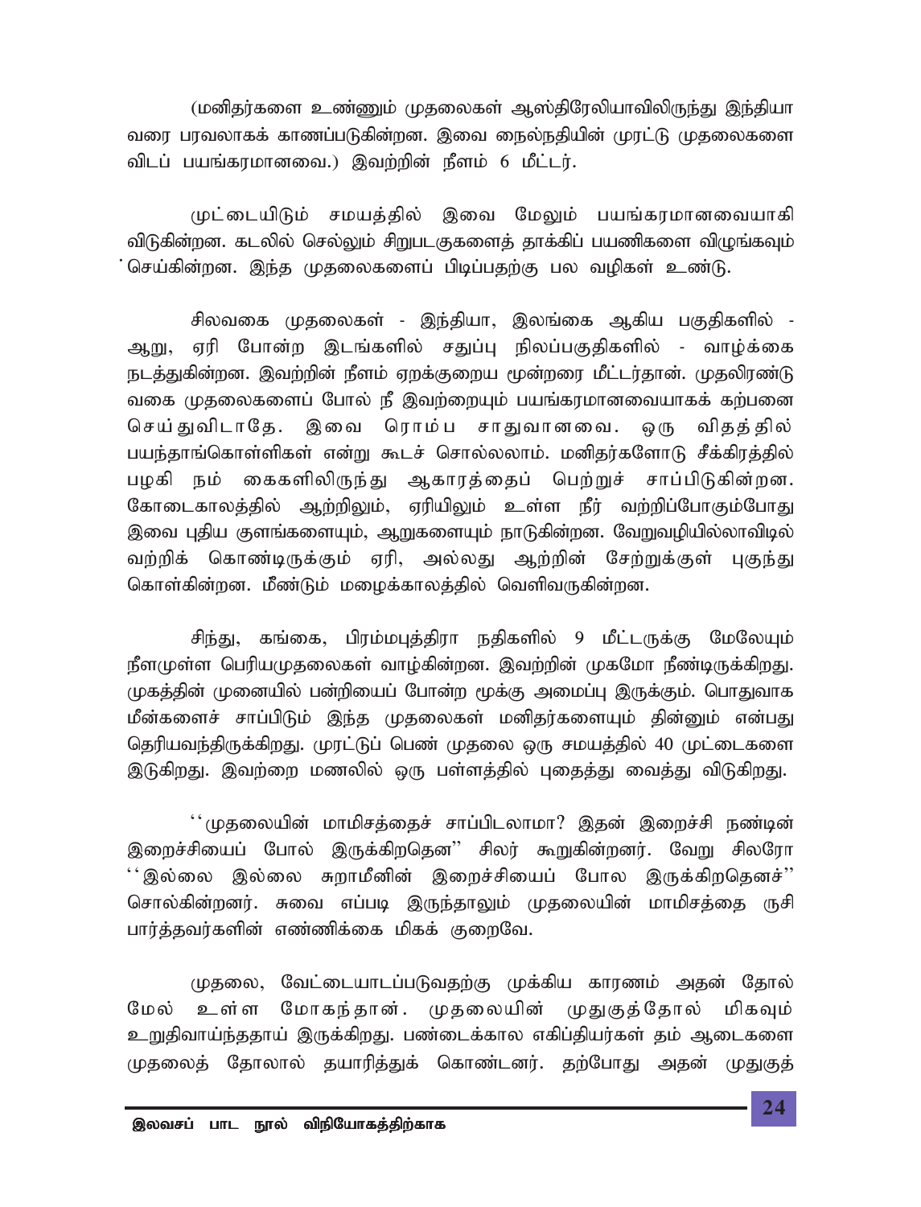(மனிதர்களை உண்ணும் முதலைகள் ஆஸ்திரேலியாவிலிருந்து இந்தியா வரை பரவலாகக் காணப்படுகின்றன. இவை நைல்நதியின் முரட்டு முதலைகளை விடப் பயங்கரமானவை.) இவற்றின் நீளம் 6 மீட்டர்.

முட்டையிடும் சமயத்தில் இவை மேலும் பயங்கரமானவையாகி விடுகின்றன. கடலில் செல்லும் சிறுபடகுகளைத் தாக்கிப் பயணிகளை விழுங்கவும் செய்கின்றன. இந்த முதலைகளைப் பிடிப்பதற்கு பல வழிகள் உண்டு.

சிலவகை முதலைகள் - இந்தியா, இலங்கை ஆகிய பகுதிகளில் - ஆறு, ஏரி போன்ற இடங்களில் சதுப்பு நிலப்பகுதிகளில் - வாழ்க்கை நடத்துகின்றன. இவற்றின் நீளம் ஏறக்குறைய மூன்றரை மீட்டர்தான். முதலிரண்டு வகை முதலைகளைப் போல் நீ இவற்றையும் பயங்கரமானவையாகக் கற்பனை செய்துவிடாதே. இவை ரொம்ப சாதுவானவை. ஒரு விதத்தில் பயந்தாங்கொள்ளிகள் என்று கூடச் சொல்லலாம். மனிதர்களோடு சீக்கிரத்தில் பழகி நம் கைகளிலிருந்து ஆகாரத்தைப் பெற்றுச் சாப்பிடுகின்றன. கோடைகாலத்தில் ஆற்றிலும், ஏரியிலும் உள்ள நீர் வற்றிப்போகும்போது இவை புதிய குளங்களையும், ஆறுகளையும் நாடுகின்றன. வேறுவழியில்லாவிடில் வற்றிக் கொண்டிருக்கும் ஏரி, அல்லது ஆற்றின் சேற்றுக்குள் புகுந்து கொள்கின்றன. மீண்டும் மழைக்காலத்தில் வெளிவருகின்றன.

சிந்து, கங்கை, பிரம்மபுத்திரா நதிகளில் 9 மீட்டருக்கு மேலேயும் நீளமுள்ள பெரியமுதலைகள் வாழ்கின்றன. இவற்றின் முகமோ நீண்டிருக்கிறது. முகத்தின் முனையில் பன்றியைப் போன்ற மூக்கு அமைப்பு இருக்கும். பொதுவாக மீன்களைச் சாப்பிடும் இந்த முதலைகள் மனிதர்களையும் தின்னும் என்பது தெரியவந்திருக்கிறது. முரட்டுப் பெண் முதலை ஒரு சமயத்தில் 40 முட்டைகளை இடுகிறது. இவற்றை மணலில் ஒரு பள்ளத்தில் புதைத்து வைத்து விடுகிறது.

''முதலையின் மாமிசத்தைச் சாப்பிடலாமா? இதன் இறைச்சி நண்டின் இறைச்சியைப் போல் இருக்கிறதென'' சிலர் கூறுகின்றனர். வேறு சிலரோ ''இல்லை இல்லை சுறாமீனின் இறைச்சியைப் போல இருக்கிறதெனச்'' சொல்கின்றனர். சுவை எப்படி இருந்தாலும் முதலையின் மாமிசத்தை ருசி பார்த்தவர்களின் எண்ணிக்கை மிகக் குறைவே.

முதலை, வேட்டையாடப்படுவதற்கு முக்கிய காரணம் அதன் தோல் மேல் உள்ள மோகந்தான். முதலையின் முதுகுத்தோல் மிகவும் உறுதிவாய்ந்ததாய் இருக்கிறது. பண்டைக்கால எகிப்தியர்கள் தம் ஆடைகளை முதலைத் தோலால் தயாரித்துக் கொண்டனர். தற்போது அதன் முதுகுத்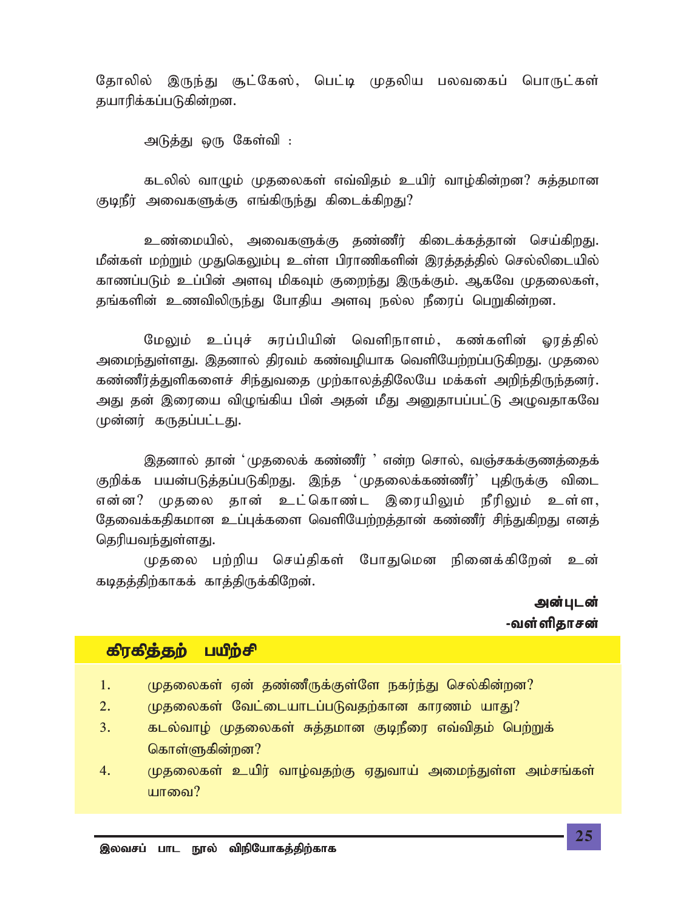தோலில் இருந்து சூட்கேஸ், பெட்டி முதலிய பலவகைப் பொருட்கள் தயாரிக்கப்படுகின்றன.

அடுத்து ஒரு கேள்வி :

கடலில் வாழும் முதலைகள் எவ்விதம் உயிர் வாழ்கின்றன? சுத்தமான குடிநீர் அவைகளுக்கு எங்கிருந்து கிடைக்கிறது?

உண்மையில், அவைகளுக்கு தண்ணீர் கிடைக்கத்தான் செய்கிறது. மீன்கள் மற்றும் முதுகெலும்பு உள்ள பிராணிகளின் இரத்தத்தில் செல்லிடையில் காணப்படும் உப்பின் அளவு மிகவும் குறைந்து இருக்கும். ஆகவே முதலைகள், தங்களின் உணவிலிருந்து போதிய அளவு நல்ல நீரைப் பெறுகின்றன.

மேலும் உப்புச் சுரப்பியின் வெளிநாளம், கண்களின் ஓரத்தில் அமைந்துள்ளது. இதனால் திரவம் கண்வழியாக வெளியேற்றப்படுகிறது. முதலை கண்ணீர்த்துளிகளைச் சிந்துவதை முற்காலத்திலேயே மக்கள் அறிந்திருந்தனர். அது தன் இரையை விழுங்கிய பின் அதன் மீது அனுதாபப்பட்டு அழுவதாகவே முன்னர் கருதப்பட்டது.

இதனால் தான் 'முதலைக் கண்ணீர் ' என்ற சொல், வஞ்சகக்குணத்தைக் குறிக்க பயன்படுத்தப்படுகிறது. இந்த 'முதலைக்கண்ணீர்' புதிருக்கு விடை என்ன? முதலை தான் உட்கொண்ட இரையிலும் நீரிலும் உள்ள, தேவைக்கதிகமான உப்புக்களை வெளியேற்றத்தான் கண்ணீர் சிந்துகிறது எனத் தெரியவந்துள்ளது.

முதலை பற்றிய செய்திகள் போதுமென நினைக்கிறேன் உன் கடிதத்திற்காகக் காத்திருக்கிறேன்.

**அன்புடன்**
**-வள்ளிதாசன்**

## கிரகித்தற் பயிற்சி

1. முதலைகள் ஏன் தண்ணீருக்குள்ளே நகர்ந்து செல்கின்றன?
2. முதலைகள் வேட்டையாடப்படுவதற்கான காரணம் யாது?
3. கடல்வாழ் முதலைகள் சுத்தமான குடிநீரை எவ்விதம் பெற்றுக் கொள்ளுகின்றன?
4. முதலைகள் உயிர் வாழ்வதற்கு ஏதுவாய் அமைந்துள்ள அம்சங்கள் யாவை?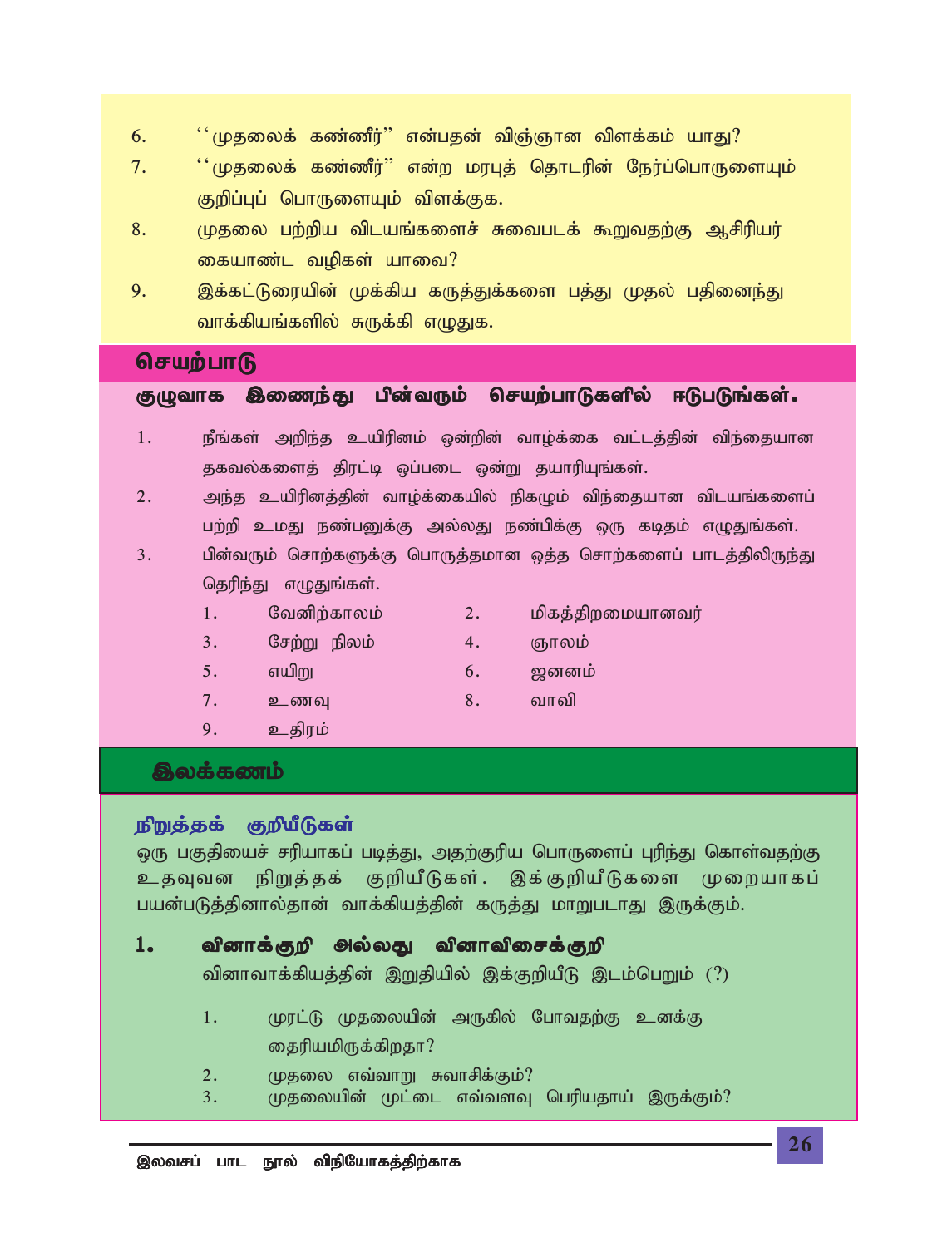6. ''முதலைக் கண்ணீர்'' என்பதன் விஞ்ஞான விளக்கம் யாது?
7. ''முதலைக் கண்ணீர்'' என்ற மரபுத் தொடரின் நேர்ப்பொருளையும் குறிப்புப் பொருளையும் விளக்குக.
8. முதலை பற்றிய விடயங்களைச் சுவைபடக் கூறுவதற்கு ஆசிரியர் கையாண்ட வழிகள் யாவை?
9. இக்கட்டுரையின் முக்கிய கருத்துக்களை பத்து முதல் பதினைந்து வாக்கியங்களில் சுருக்கி எழுதுக.

## செயற்பாடு

**குழுவாக இணைந்து பின்வரும் செயற்பாடுகளில் ஈடுபடுங்கள்.**

1. நீங்கள் அறிந்த உயிரினம் ஒன்றின் வாழ்க்கை வட்டத்தின் விந்தையான தகவல்களைத் திரட்டி ஒப்படை ஒன்று தயாரியுங்கள்.
2. அந்த உயிரினத்தின் வாழ்க்கையில் நிகழும் விந்தையான விடயங்களைப் பற்றி உமது நண்பனுக்கு அல்லது நண்பிக்கு ஒரு கடிதம் எழுதுங்கள்.
3. பின்வரும் சொற்களுக்கு பொருத்தமான ஒத்த சொற்களைப் பாடத்திலிருந்து தெரிந்து எழுதுங்கள்.
   1. வேனிற்காலம்
   2. மிகத்திறமையானவர்
   3. சேற்று நிலம்
   4. ஞாலம்
   5. எயிறு
   6. ஜனனம்
   7. உணவு
   8. வாவி
   9. உதிரம்

## இலக்கணம்

### நிறுத்தக் குறியீடுகள்

ஒரு பகுதியைச் சரியாகப் படித்து, அதற்குரிய பொருளைப் புரிந்து கொள்வதற்கு உதவுவன நிறுத்தக் குறியீடுகள். இக்குறியீடுகளை முறையாகப் பயன்படுத்தினால்தான் வாக்கியத்தின் கருத்து மாறுபடாது இருக்கும்.

**1. வினாக்குறி அல்லது வினாவிசைக்குறி**

வினாவாக்கியத்தின் இறுதியில் இக்குறியீடு இடம்பெறும் (?)

1. முரட்டு முதலையின் அருகில் போவதற்கு உனக்கு தைரியமிருக்கிறதா?
2. முதலை எவ்வாறு சுவாசிக்கும்?
3. முதலையின் முட்டை எவ்வளவு பெரியதாய் இருக்கும்?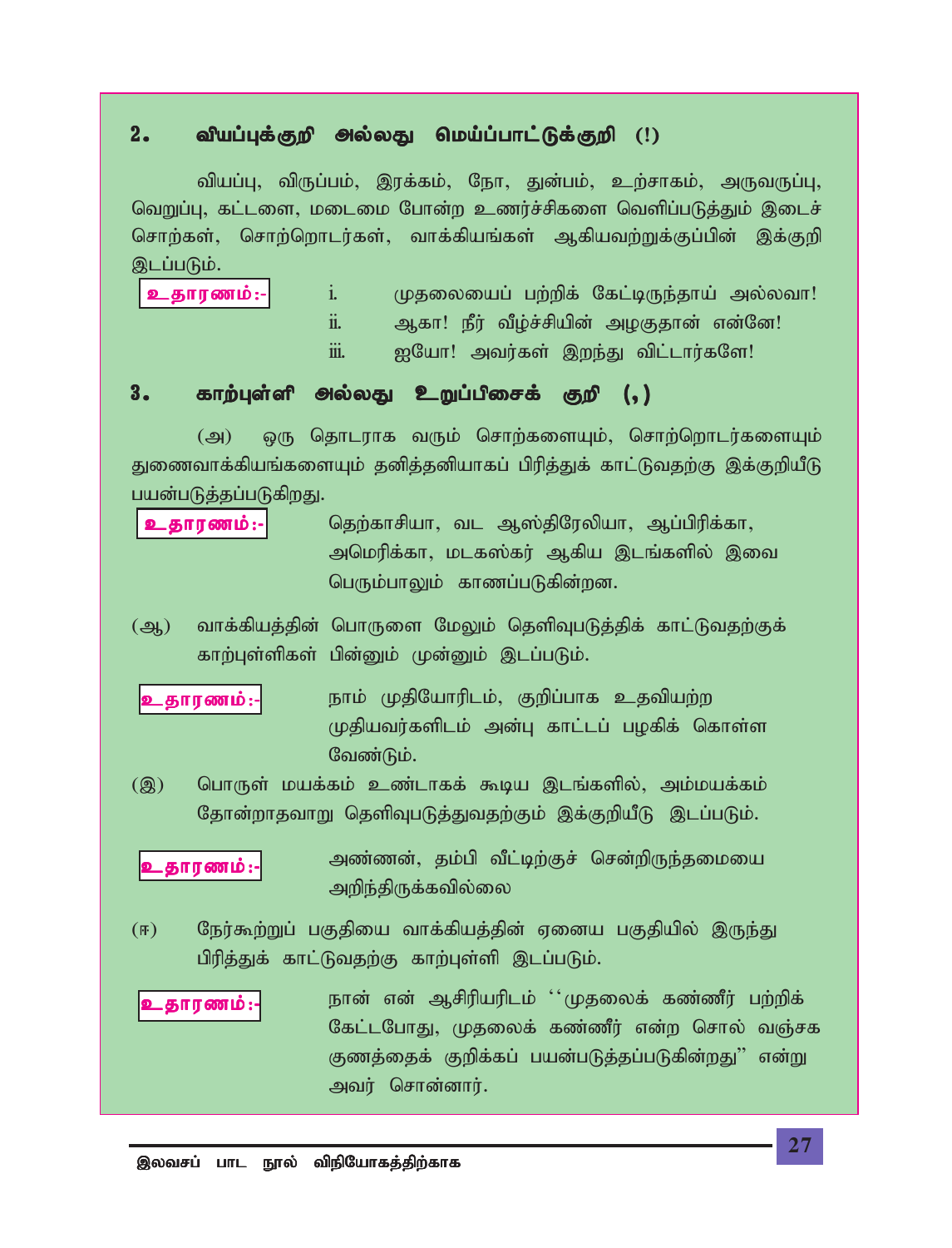## 2. வியப்புக்குறி அல்லது மெய்ப்பாட்டுக்குறி (!)

வியப்பு, விருப்பம், இரக்கம், நோ, துன்பம், உற்சாகம், அருவருப்பு, வெறுப்பு, கட்டளை, மடைமை போன்ற உணர்ச்சிகளை வெளிப்படுத்தும் இடைச் சொற்கள், சொற்றொடர்கள், வாக்கியங்கள் ஆகியவற்றுக்குப்பின் இக்குறி இடப்படும்.

**உதாரணம்:-**

i. முதலையைப் பற்றிக் கேட்டிருந்தாய் அல்லவா!
ii. ஆகா! நீர் வீழ்ச்சியின் அழகுதான் என்னே!
iii. ஐயோ! அவர்கள் இறந்து விட்டார்களே!

## 3. காற்புள்ளி அல்லது உறுப்பிசைக் குறி (,)

(அ) ஒரு தொடராக வரும் சொற்களையும், சொற்றொடர்களையும் துணைவாக்கியங்களையும் தனித்தனியாகப் பிரித்துக் காட்டுவதற்கு இக்குறியீடு பயன்படுத்தப்படுகிறது.

**உதாரணம்:-** தெற்காசியா, வட ஆஸ்திரேலியா, ஆப்பிரிக்கா, அமெரிக்கா, மடகஸ்கர் ஆகிய இடங்களில் இவை பெரும்பாலும் காணப்படுகின்றன.

(ஆ) வாக்கியத்தின் பொருளை மேலும் தெளிவுபடுத்திக் காட்டுவதற்குக் காற்புள்ளிகள் பின்னும் முன்னும் இடப்படும்.

**உதாரணம்:-** நாம் முதியோரிடம், குறிப்பாக உதவியற்ற முதியவர்களிடம் அன்பு காட்டப் பழகிக் கொள்ள வேண்டும்.

(இ) பொருள் மயக்கம் உண்டாகக் கூடிய இடங்களில், அம்மயக்கம் தோன்றாதவாறு தெளிவுபடுத்துவதற்கும் இக்குறியீடு இடப்படும்.

**உதாரணம்:-** அண்ணன், தம்பி வீட்டிற்குச் சென்றிருந்தமையை அறிந்திருக்கவில்லை

(ஈ) நேர்கூற்றுப் பகுதியை வாக்கியத்தின் ஏனைய பகுதியில் இருந்து பிரித்துக் காட்டுவதற்கு காற்புள்ளி இடப்படும்.

**உதாரணம்:-** நான் என் ஆசிரியரிடம் ''முதலைக் கண்ணீர் பற்றிக் கேட்டபோது, முதலைக் கண்ணீர் என்ற சொல் வஞ்சக குணத்தைக் குறிக்கப் பயன்படுத்தப்படுகின்றது'' என்று அவர் சொன்னார்.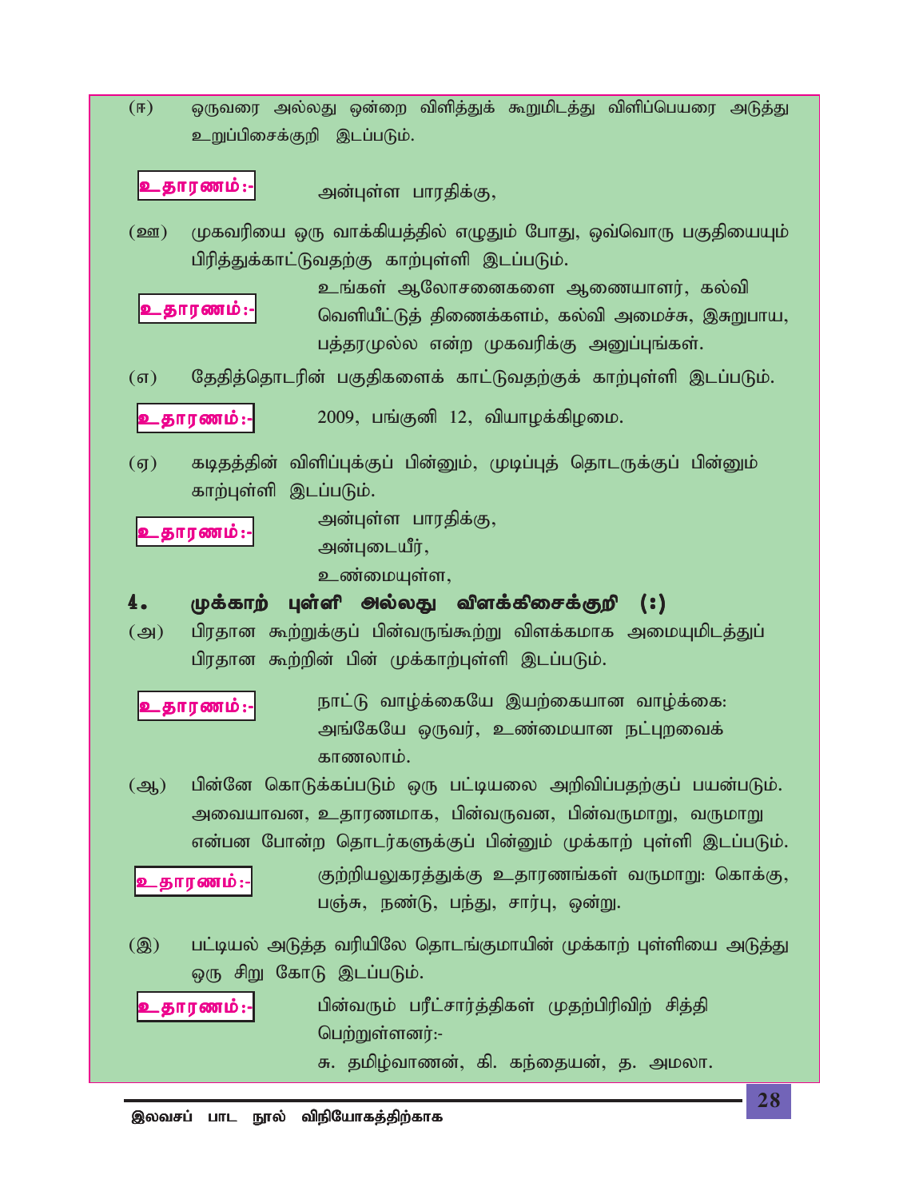(ஈ) ஒருவரை அல்லது ஒன்றை விளித்துக் கூறுமிடத்து விளிப்பெயரை அடுத்து உறுப்பிசைக்குறி இடப்படும்.

**உதாரணம்:-** அன்புள்ள பாரதிக்கு,

(ஊ) முகவரியை ஒரு வாக்கியத்தில் எழுதும் போது, ஒவ்வொரு பகுதியையும் பிரித்துக்காட்டுவதற்கு காற்புள்ளி இடப்படும்.

**உதாரணம்:-** உங்கள் ஆலோசனைகளை ஆணையாளர், கல்வி வெளியீட்டுத் திணைக்களம், கல்வி அமைச்சு, இசுறுபாய, பத்தரமுல்ல என்ற முகவரிக்கு அனுப்புங்கள்.

(எ) தேதித்தொடரின் பகுதிகளைக் காட்டுவதற்குக் காற்புள்ளி இடப்படும்.

**உதாரணம்:-** 2009, பங்குனி 12, வியாழக்கிழமை.

(ஏ) கடிதத்தின் விளிப்புக்குப் பின்னும், முடிப்புத் தொடருக்குப் பின்னும் காற்புள்ளி இடப்படும்.

**உதாரணம்:-** அன்புள்ள பாரதிக்கு,
அன்புடையீர்,
உண்மையுள்ள,

## 4. முக்காற் புள்ளி அல்லது விளக்கிசைக்குறி (:)

(அ) பிரதான கூற்றுக்குப் பின்வருங்கூற்று விளக்கமாக அமையுமிடத்துப் பிரதான கூற்றின் பின் முக்காற்புள்ளி இடப்படும்.

**உதாரணம்:-** நாட்டு வாழ்க்கையே இயற்கையான வாழ்க்கை: அங்கேயே ஒருவர், உண்மையான நட்புறவைக் காணலாம்.

(ஆ) பின்னே கொடுக்கப்படும் ஒரு பட்டியலை அறிவிப்பதற்குப் பயன்படும். அவையாவன, உதாரணமாக, பின்வருவன, பின்வருமாறு, வருமாறு என்பன போன்ற தொடர்களுக்குப் பின்னும் முக்காற் புள்ளி இடப்படும்.

**உதாரணம்:-** குற்றியலுகரத்துக்கு உதாரணங்கள் வருமாறு: கொக்கு, பஞ்சு, நண்டு, பந்து, சார்பு, ஒன்று.

(இ) பட்டியல் அடுத்த வரியிலே தொடங்குமாயின் முக்காற் புள்ளியை அடுத்து ஒரு சிறு கோடு இடப்படும்.

**உதாரணம்:-** பின்வரும் பரீட்சார்த்திகள் முதற்பிரிவிற் சித்தி பெற்றுள்ளனர்:-
சு. தமிழ்வாணன், கி. கந்தையன், த. அமலா.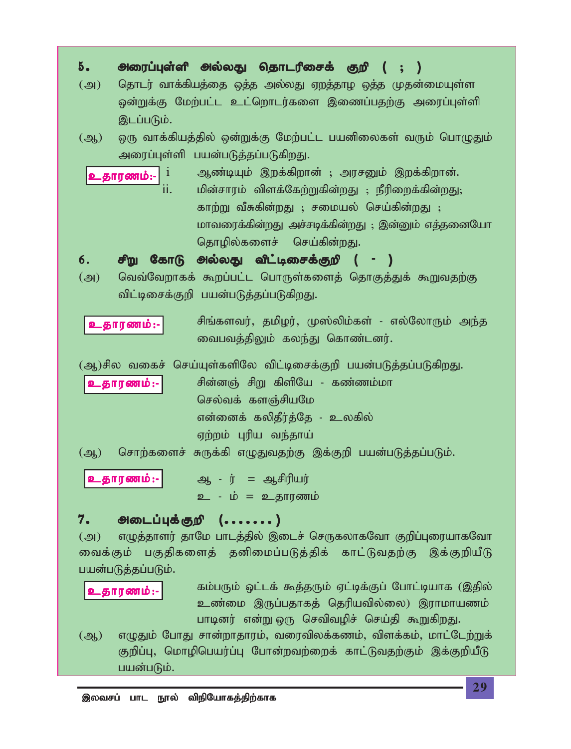## 5. அரைப்புள்ளி அல்லது தொடரிசைக் குறி ( ; )

(அ) தொடர் வாக்கியத்தை ஒத்த அல்லது ஏறத்தாழ ஒத்த முதன்மையுள்ள ஒன்றுக்கு மேற்பட்ட உட்றொடர்களை இணைப்பதற்கு அரைப்புள்ளி இடப்படும்.

(ஆ) ஒரு வாக்கியத்தில் ஒன்றுக்கு மேற்பட்ட பயனிலைகள் வரும் பொழுதும் அரைப்புள்ளி பயன்படுத்தப்படுகிறது.

**உதாரணம்:-**

i. ஆண்டியும் இறக்கிறான் ; அரசனும் இறக்கிறான்.

ii. மின்சாரம் விளக்கேற்றுகின்றது ; நீரிறைக்கின்றது; காற்று வீசுகின்றது ; சமையல் செய்கின்றது ; மாவரைக்கின்றது அச்சடிக்கின்றது ; இன்னும் எத்தனையோ தொழில்களைச் செய்கின்றது.

## 6. சிறு கோடு அல்லது விட்டிசைக்குறி ( - )

(அ) வெவ்வேறாகக் கூறப்பட்ட பொருள்களைத் தொகுத்துக் கூறுவதற்கு விட்டிசைக்குறி பயன்படுத்தப்படுகிறது.

**உதாரணம்:-** சிங்களவர், தமிழர், முஸ்லிம்கள் - எல்லோரும் அந்த வைபவத்திலும் கலந்து கொண்டனர்.

(ஆ) சில வகைச் செய்யுள்களிலே விட்டிசைக்குறி பயன்படுத்தப்படுகிறது.

**உதாரணம்:-**

சின்னஞ் சிறு கிளியே - கண்ணம்மா  
செல்வக் களஞ்சியமே  
என்னைக் கலிதீர்த்தே - உலகில்  
ஏற்றம் புரிய வந்தாய்

(ஆ) சொற்களைச் சுருக்கி எழுதுவதற்கு இக்குறி பயன்படுத்தப்படும்.

**உதாரணம்:-**

ஆ - ர் = ஆசிரியர்  
உ - ம் = உதாரணம்

## 7. அடைப்புக்குறி (.......)

(அ) எழுத்தாளர் தாமே பாடத்தில் இடைச் செருகலாகவோ குறிப்புரையாகவோ வைக்கும் பகுதிகளைத் தனிமைப்படுத்திக் காட்டுவதற்கு இக்குறியீடு பயன்படுத்தப்படும்.

**உதாரணம்:-** கம்பரும் ஒட்டக் கூத்தரும் ஏட்டிக்குப் போட்டியாக (இதில் உண்மை இருப்பதாகத் தெரியவில்லை) இராமாயணம் பாடினர் என்று ஒரு செவிவழிச் செய்தி கூறுகிறது.

(ஆ) எழுதும் போது சான்றாதாரம், வரைவிலக்கணம், விளக்கம், மாட்டேற்றுக் குறிப்பு, மொழிபெயர்ப்பு போன்றவற்றைக் காட்டுவதற்கும் இக்குறியீடு பயன்படும்.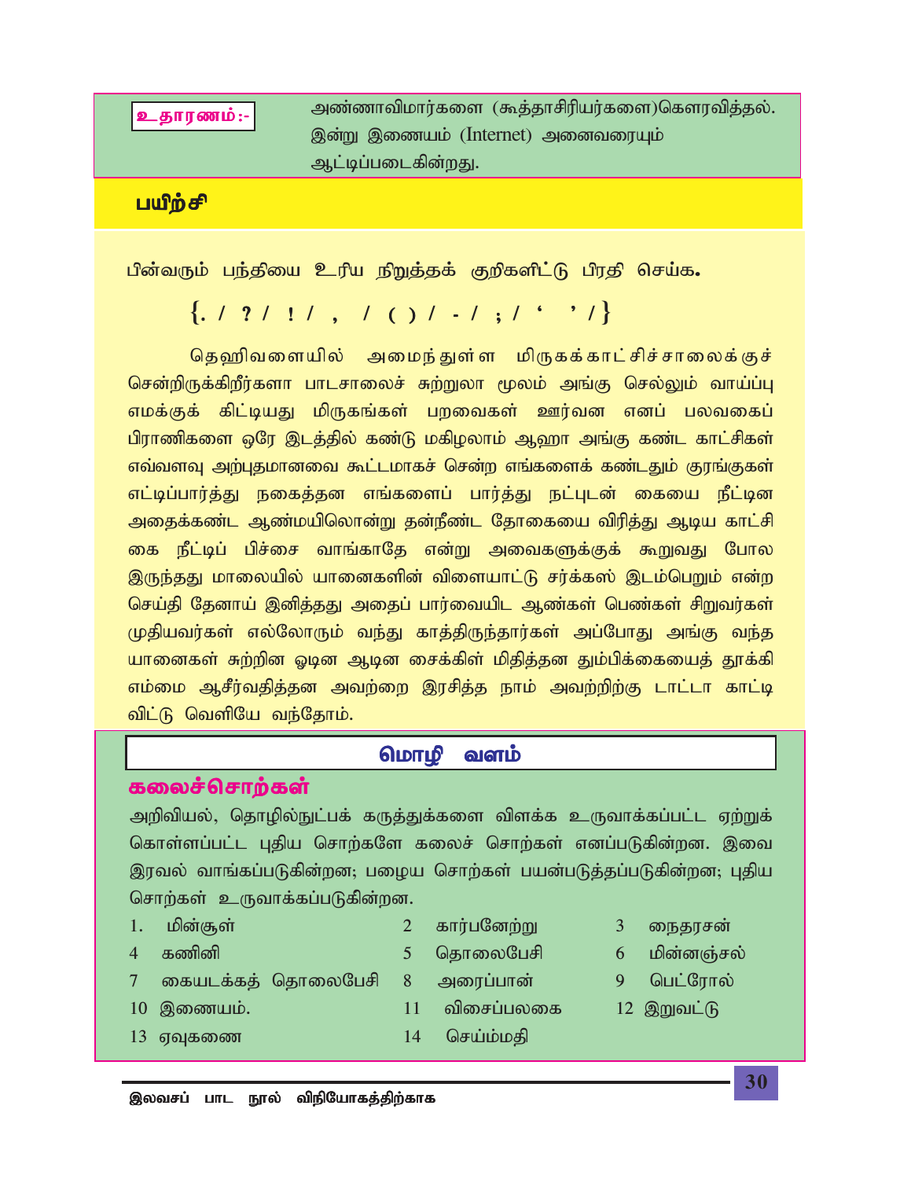**உதாரணம் :-** அண்ணாவிமார்களை (கூத்தாசிரியர்களை)கௌரவித்தல். இன்று இணையம் (Internet) அனைவரையும் ஆட்டிப்படைகின்றது.

## பயிற்சி

பின்வரும் பந்தியை உரிய நிறுத்தக் குறிகளிட்டு பிரதி செய்க.

{. / ? / ! / , / ( ) / - / ; / ' ' / }

தெஹிவளையில் அமைந்துள்ள மிருகக்காட்சிச்சாலைக்குச் சென்றிருக்கிறீர்களா பாடசாலைச் சுற்றுலா மூலம் அங்கு செல்லும் வாய்ப்பு எமக்குக் கிட்டியது மிருகங்கள் பறவைகள் ஊர்வன எனப் பலவகைப் பிராணிகளை ஒரே இடத்தில் கண்டு மகிழலாம் ஆஹா அங்கு கண்ட காட்சிகள் எவ்வளவு அற்புதமானவை கூட்டமாகச் சென்ற எங்களைக் கண்டதும் குரங்குகள் எட்டிப்பார்த்து நகைத்தன எங்களைப் பார்த்து நட்புடன் கையை நீட்டின அதைக்கண்ட ஆண்மயிலொன்று தன்நீண்ட தோகையை விரித்து ஆடிய காட்சி கை நீட்டிப் பிச்சை வாங்காதே என்று அவைகளுக்குக் கூறுவது போல இருந்தது மாலையில் யானைகளின் விளையாட்டு சர்க்கஸ் இடம்பெறும் என்ற செய்தி தேனாய் இனித்தது அதைப் பார்வையிட ஆண்கள் பெண்கள் சிறுவர்கள் முதியவர்கள் எல்லோரும் வந்து காத்திருந்தார்கள் அப்போது அங்கு வந்த யானைகள் சுற்றின ஓடின ஆடின சைக்கிள் மிதித்தன தும்பிக்கையைத் தூக்கி எம்மை ஆசீர்வதித்தன அவற்றை இரசித்த நாம் அவற்றிற்கு டாட்டா காட்டி விட்டு வெளியே வந்தோம்.

## மொழி வளம்

### கலைச்சொற்கள்

அறிவியல், தொழில்நுட்பக் கருத்துக்களை விளக்க உருவாக்கப்பட்ட ஏற்றுக் கொள்ளப்பட்ட புதிய சொற்களே கலைச் சொற்கள் எனப்படுகின்றன. இவை இரவல் வாங்கப்படுகின்றன; பழைய சொற்கள் பயன்படுத்தப்படுகின்றன; புதிய சொற்கள் உருவாக்கப்படுகின்றன.

1. மின்சூள்
2. கார்பனேற்று
3. நைதரசன்
4. கணினி
5. தொலைபேசி
6. மின்னஞ்சல்
7. கையடக்கத் தொலைபேசி
8. அரைப்பான்
9. பெட்ரோல்
10. இணையம்.
11. விசைப்பலகை
12. இறுவட்டு
13. ஏவுகணை
14. செய்ம்மதி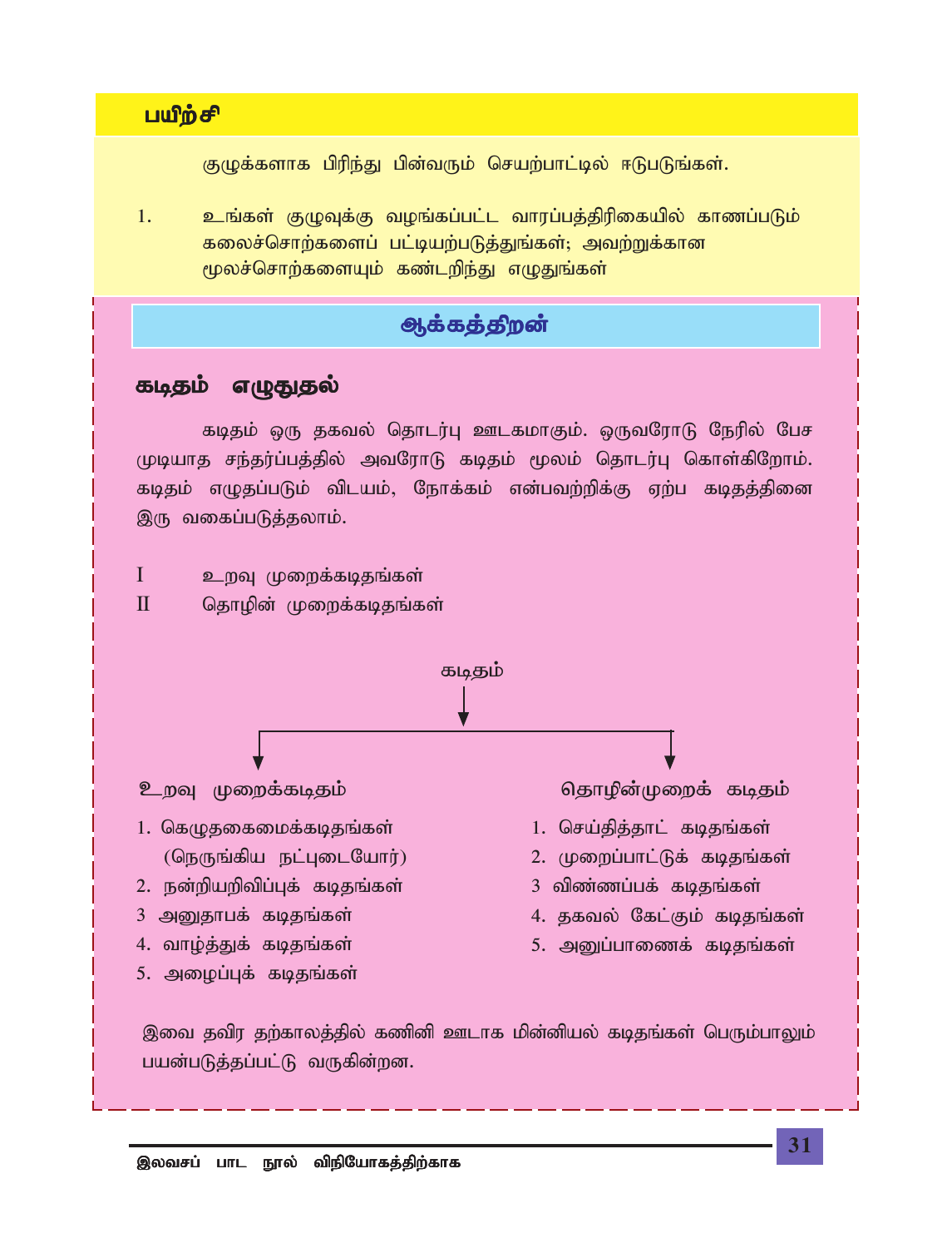## பயிற்சி

குழுக்களாக பிரிந்து பின்வரும் செயற்பாட்டில் ஈடுபடுங்கள்.

1. உங்கள் குழுவுக்கு வழங்கப்பட்ட வாரப்பத்திரிகையில் காணப்படும் கலைச்சொற்களைப் பட்டியற்படுத்துங்கள்; அவற்றுக்கான மூலச்சொற்களையும் கண்டறிந்து எழுதுங்கள்

## ஆக்கத்திறன்

### கடிதம் எழுதுதல்

கடிதம் ஒரு தகவல் தொடர்பு ஊடகமாகும். ஒருவரோடு நேரில் பேச முடியாத சந்தர்ப்பத்தில் அவரோடு கடிதம் மூலம் தொடர்பு கொள்கிறோம். கடிதம் எழுதப்படும் விடயம், நோக்கம் என்பவற்றிக்கு ஏற்ப கடிதத்தினை இரு வகைப்படுத்தலாம்.

I உறவு முறைக்கடிதங்கள்

II தொழின் முறைக்கடிதங்கள்

கடிதம்

**உறவு முறைக்கடிதம்**

1. கெழுதகைமைக்கடிதங்கள் (நெருங்கிய நட்புடையோர்)
2. நன்றியறிவிப்புக் கடிதங்கள்
3. அனுதாபக் கடிதங்கள்
4. வாழ்த்துக் கடிதங்கள்
5. அழைப்புக் கடிதங்கள்

**தொழின்முறைக் கடிதம்**

1. செய்தித்தாட் கடிதங்கள்
2. முறைப்பாட்டுக் கடிதங்கள்
3. விண்ணப்பக் கடிதங்கள்
4. தகவல் கேட்கும் கடிதங்கள்
5. அனுப்பாணைக் கடிதங்கள்

இவை தவிர தற்காலத்தில் கணினி ஊடாக மின்னியல் கடிதங்கள் பெரும்பாலும் பயன்படுத்தப்பட்டு வருகின்றன.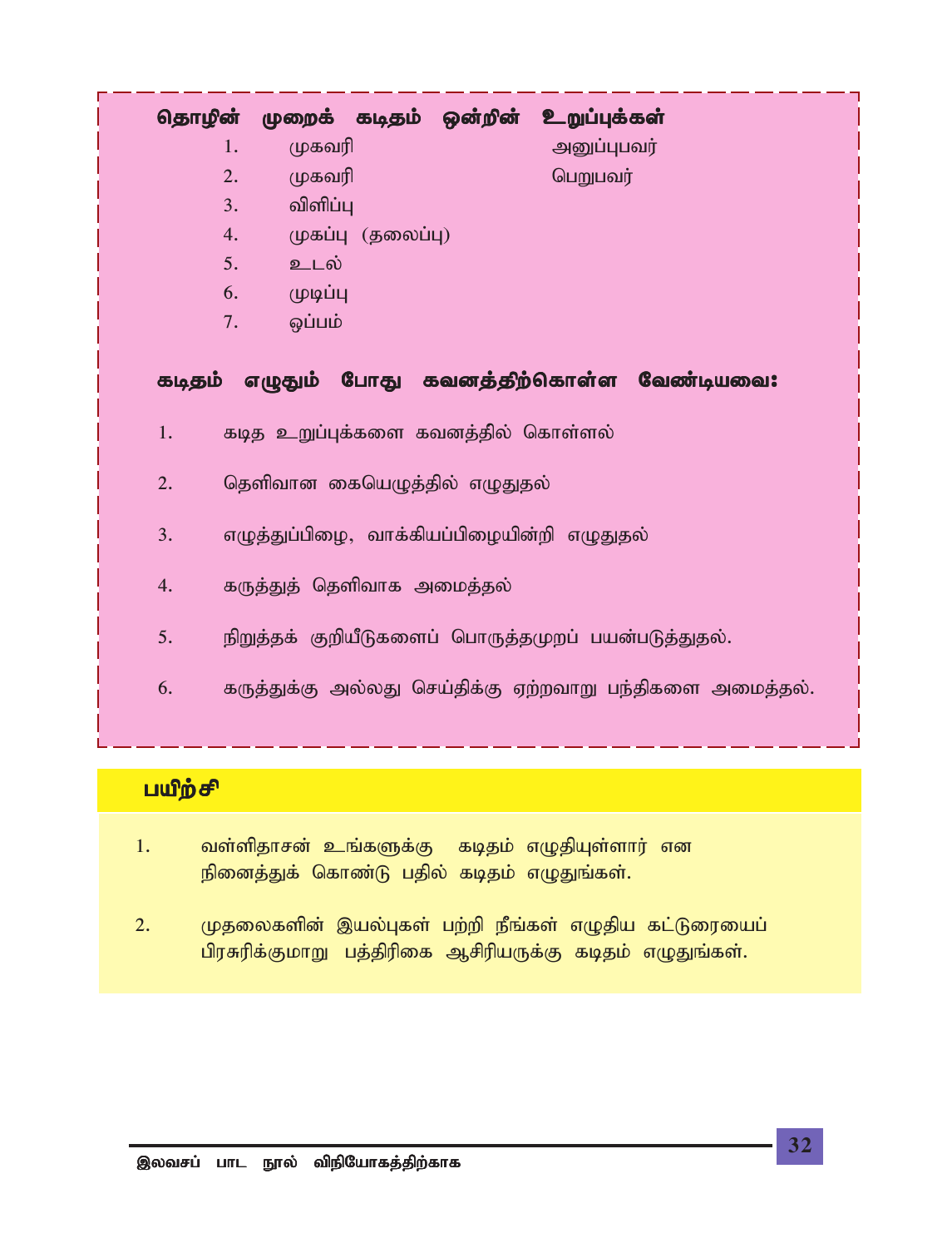### தொழின் முறைக் கடிதம் ஒன்றின் உறுப்புக்கள்

1. முகவரி அனுப்புபவர்
2. முகவரி பெறுபவர்
3. விளிப்பு
4. முகப்பு (தலைப்பு)
5. உடல்
6. முடிப்பு
7. ஒப்பம்

### கடிதம் எழுதும் போது கவனத்திற்கொள்ள வேண்டியவை:

1. கடித உறுப்புக்களை கவனத்தில் கொள்ளல்
2. தெளிவான கையெழுத்தில் எழுதுதல்
3. எழுத்துப்பிழை, வாக்கியப்பிழையின்றி எழுதுதல்
4. கருத்துத் தெளிவாக அமைத்தல்
5. நிறுத்தக் குறியீடுகளைப் பொருத்தமுறப் பயன்படுத்துதல்.
6. கருத்துக்கு அல்லது செய்திக்கு ஏற்றவாறு பந்திகளை அமைத்தல்.

### பயிற்சி

1. வள்ளிதாசன் உங்களுக்கு கடிதம் எழுதியுள்ளார் என நினைத்துக் கொண்டு பதில் கடிதம் எழுதுங்கள்.
2. முதலைகளின் இயல்புகள் பற்றி நீங்கள் எழுதிய கட்டுரையைப் பிரசுரிக்குமாறு பத்திரிகை ஆசிரியருக்கு கடிதம் எழுதுங்கள்.